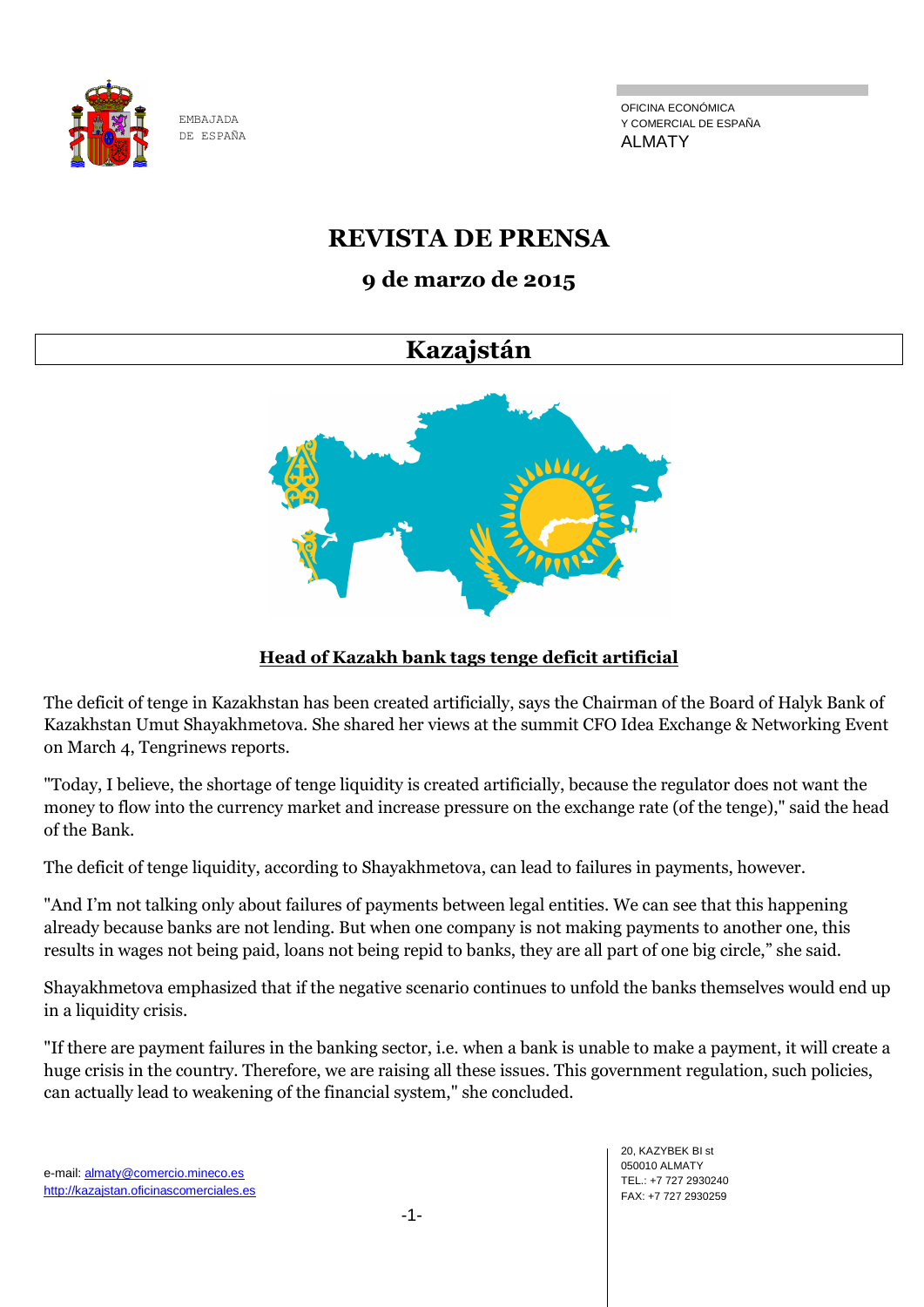EMBAJADA
DE ESPAÑA

OFICINA ECONÓMICA
Y COMERCIAL DE ESPAÑA
ALMATY

# REVISTA DE PRENSA

## 9 de marzo de 2015

## Kazajstán

### Head of Kazakh bank tags tenge deficit artificial

The deficit of tenge in Kazakhstan has been created artificially, says the Chairman of the Board of Halyk Bank of Kazakhstan Umut Shayakhmetova. She shared her views at the summit CFO Idea Exchange & Networking Event on March 4, Tengrinews reports.

"Today, I believe, the shortage of tenge liquidity is created artificially, because the regulator does not want the money to flow into the currency market and increase pressure on the exchange rate (of the tenge)," said the head of the Bank.

The deficit of tenge liquidity, according to Shayakhmetova, can lead to failures in payments, however.

"And I'm not talking only about failures of payments between legal entities. We can see that this happening already because banks are not lending. But when one company is not making payments to another one, this results in wages not being paid, loans not being repid to banks, they are all part of one big circle," she said.

Shayakhmetova emphasized that if the negative scenario continues to unfold the banks themselves would end up in a liquidity crisis.

"If there are payment failures in the banking sector, i.e. when a bank is unable to make a payment, it will create a huge crisis in the country. Therefore, we are raising all these issues. This government regulation, such policies, can actually lead to weakening of the financial system," she concluded.

e-mail: almaty@comercio.mineco.es
http://kazajstan.oficinascomerciales.es

20, KAZYBEK BI st
050010 ALMATY
TEL.: +7 727 2930240
FAX: +7 727 2930259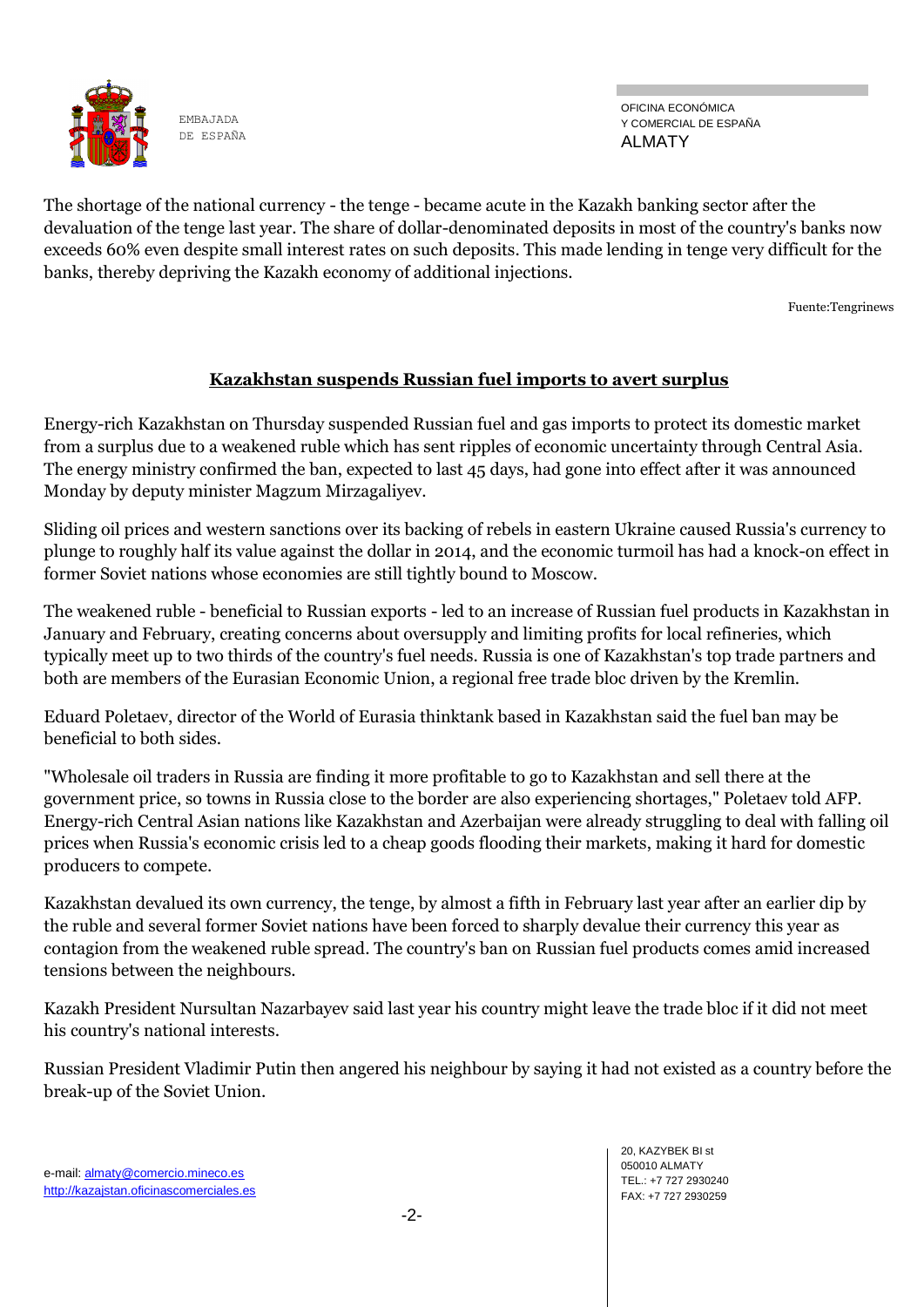The shortage of the national currency - the tenge - became acute in the Kazakh banking sector after the devaluation of the tenge last year. The share of dollar-denominated deposits in most of the country's banks now exceeds 60% even despite small interest rates on such deposits. This made lending in tenge very difficult for the banks, thereby depriving the Kazakh economy of additional injections.

Fuente:Tengrinews

## Kazakhstan suspends Russian fuel imports to avert surplus

Energy-rich Kazakhstan on Thursday suspended Russian fuel and gas imports to protect its domestic market from a surplus due to a weakened ruble which has sent ripples of economic uncertainty through Central Asia. The energy ministry confirmed the ban, expected to last 45 days, had gone into effect after it was announced Monday by deputy minister Magzum Mirzagaliyev.

Sliding oil prices and western sanctions over its backing of rebels in eastern Ukraine caused Russia's currency to plunge to roughly half its value against the dollar in 2014, and the economic turmoil has had a knock-on effect in former Soviet nations whose economies are still tightly bound to Moscow.

The weakened ruble - beneficial to Russian exports - led to an increase of Russian fuel products in Kazakhstan in January and February, creating concerns about oversupply and limiting profits for local refineries, which typically meet up to two thirds of the country's fuel needs. Russia is one of Kazakhstan's top trade partners and both are members of the Eurasian Economic Union, a regional free trade bloc driven by the Kremlin.

Eduard Poletaev, director of the World of Eurasia thinktank based in Kazakhstan said the fuel ban may be beneficial to both sides.

"Wholesale oil traders in Russia are finding it more profitable to go to Kazakhstan and sell there at the government price, so towns in Russia close to the border are also experiencing shortages," Poletaev told AFP. Energy-rich Central Asian nations like Kazakhstan and Azerbaijan were already struggling to deal with falling oil prices when Russia's economic crisis led to a cheap goods flooding their markets, making it hard for domestic producers to compete.

Kazakhstan devalued its own currency, the tenge, by almost a fifth in February last year after an earlier dip by the ruble and several former Soviet nations have been forced to sharply devalue their currency this year as contagion from the weakened ruble spread. The country's ban on Russian fuel products comes amid increased tensions between the neighbours.

Kazakh President Nursultan Nazarbayev said last year his country might leave the trade bloc if it did not meet his country's national interests.

Russian President Vladimir Putin then angered his neighbour by saying it had not existed as a country before the break-up of the Soviet Union.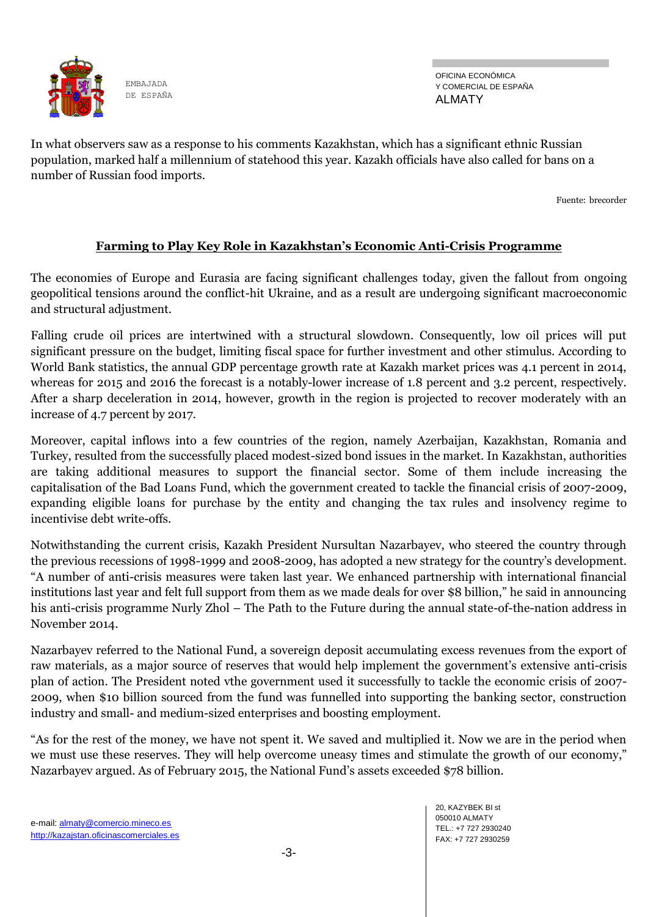In what observers saw as a response to his comments Kazakhstan, which has a significant ethnic Russian population, marked half a millennium of statehood this year. Kazakh officials have also called for bans on a number of Russian food imports.

Fuente: brecorder

## Farming to Play Key Role in Kazakhstan's Economic Anti-Crisis Programme

The economies of Europe and Eurasia are facing significant challenges today, given the fallout from ongoing geopolitical tensions around the conflict-hit Ukraine, and as a result are undergoing significant macroeconomic and structural adjustment.

Falling crude oil prices are intertwined with a structural slowdown. Consequently, low oil prices will put significant pressure on the budget, limiting fiscal space for further investment and other stimulus. According to World Bank statistics, the annual GDP percentage growth rate at Kazakh market prices was 4.1 percent in 2014, whereas for 2015 and 2016 the forecast is a notably-lower increase of 1.8 percent and 3.2 percent, respectively. After a sharp deceleration in 2014, however, growth in the region is projected to recover moderately with an increase of 4.7 percent by 2017.

Moreover, capital inflows into a few countries of the region, namely Azerbaijan, Kazakhstan, Romania and Turkey, resulted from the successfully placed modest-sized bond issues in the market. In Kazakhstan, authorities are taking additional measures to support the financial sector. Some of them include increasing the capitalisation of the Bad Loans Fund, which the government created to tackle the financial crisis of 2007-2009, expanding eligible loans for purchase by the entity and changing the tax rules and insolvency regime to incentivise debt write-offs.

Notwithstanding the current crisis, Kazakh President Nursultan Nazarbayev, who steered the country through the previous recessions of 1998-1999 and 2008-2009, has adopted a new strategy for the country's development. "A number of anti-crisis measures were taken last year. We enhanced partnership with international financial institutions last year and felt full support from them as we made deals for over $8 billion," he said in announcing his anti-crisis programme Nurly Zhol – The Path to the Future during the annual state-of-the-nation address in November 2014.

Nazarbayev referred to the National Fund, a sovereign deposit accumulating excess revenues from the export of raw materials, as a major source of reserves that would help implement the government's extensive anti-crisis plan of action. The President noted vthe government used it successfully to tackle the economic crisis of 2007-2009, when $10 billion sourced from the fund was funnelled into supporting the banking sector, construction industry and small- and medium-sized enterprises and boosting employment.

"As for the rest of the money, we have not spent it. We saved and multiplied it. Now we are in the period when we must use these reserves. They will help overcome uneasy times and stimulate the growth of our economy," Nazarbayev argued. As of February 2015, the National Fund's assets exceeded $78 billion.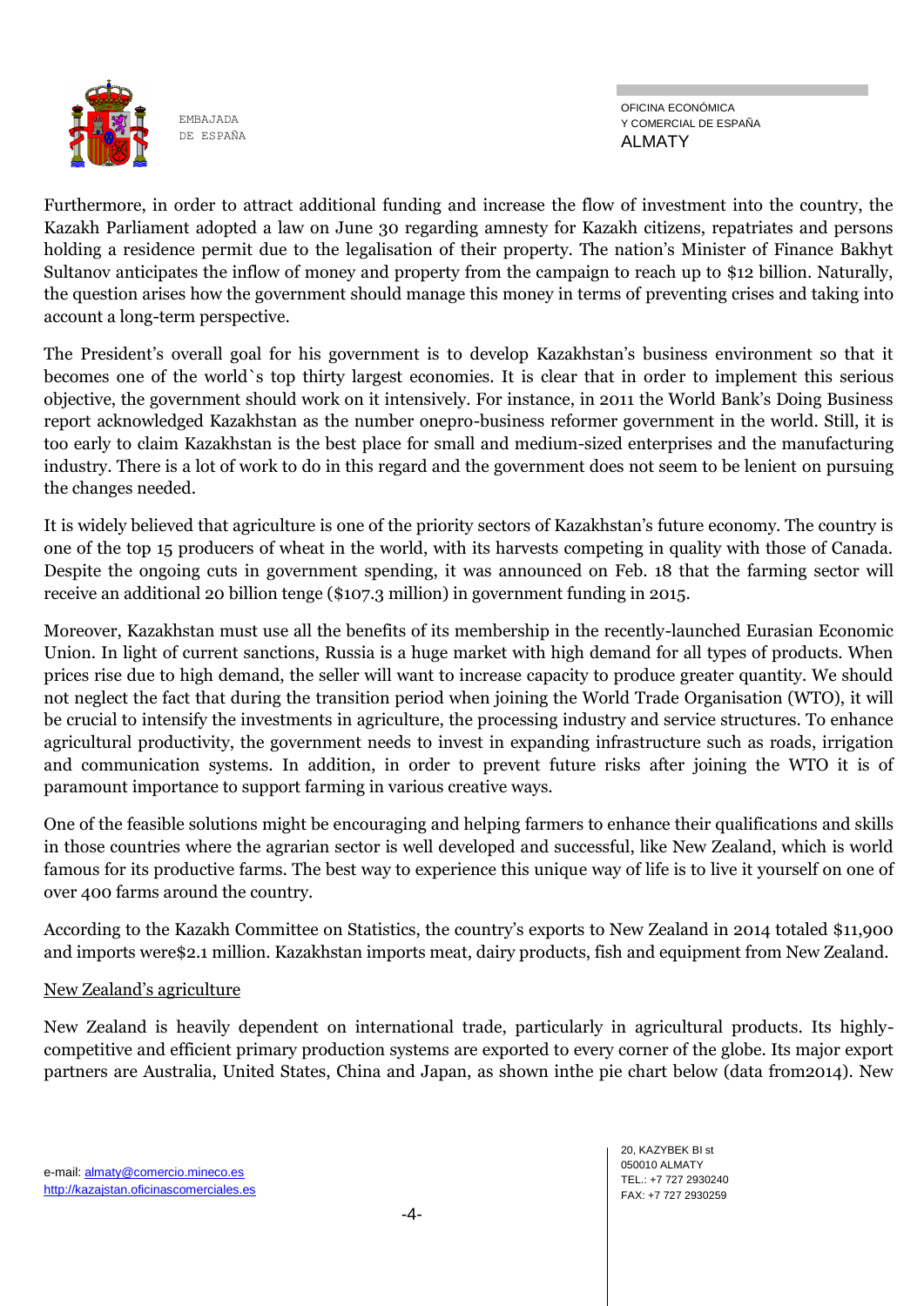Furthermore, in order to attract additional funding and increase the flow of investment into the country, the Kazakh Parliament adopted a law on June 30 regarding amnesty for Kazakh citizens, repatriates and persons holding a residence permit due to the legalisation of their property. The nation's Minister of Finance Bakhyt Sultanov anticipates the inflow of money and property from the campaign to reach up to $12 billion. Naturally, the question arises how the government should manage this money in terms of preventing crises and taking into account a long-term perspective.

The President's overall goal for his government is to develop Kazakhstan's business environment so that it becomes one of the world`s top thirty largest economies. It is clear that in order to implement this serious objective, the government should work on it intensively. For instance, in 2011 the World Bank's Doing Business report acknowledged Kazakhstan as the number onepro-business reformer government in the world. Still, it is too early to claim Kazakhstan is the best place for small and medium-sized enterprises and the manufacturing industry. There is a lot of work to do in this regard and the government does not seem to be lenient on pursuing the changes needed.

It is widely believed that agriculture is one of the priority sectors of Kazakhstan's future economy. The country is one of the top 15 producers of wheat in the world, with its harvests competing in quality with those of Canada. Despite the ongoing cuts in government spending, it was announced on Feb. 18 that the farming sector will receive an additional 20 billion tenge ($107.3 million) in government funding in 2015.

Moreover, Kazakhstan must use all the benefits of its membership in the recently-launched Eurasian Economic Union. In light of current sanctions, Russia is a huge market with high demand for all types of products. When prices rise due to high demand, the seller will want to increase capacity to produce greater quantity. We should not neglect the fact that during the transition period when joining the World Trade Organisation (WTO), it will be crucial to intensify the investments in agriculture, the processing industry and service structures. To enhance agricultural productivity, the government needs to invest in expanding infrastructure such as roads, irrigation and communication systems. In addition, in order to prevent future risks after joining the WTO it is of paramount importance to support farming in various creative ways.

One of the feasible solutions might be encouraging and helping farmers to enhance their qualifications and skills in those countries where the agrarian sector is well developed and successful, like New Zealand, which is world famous for its productive farms. The best way to experience this unique way of life is to live it yourself on one of over 400 farms around the country.

According to the Kazakh Committee on Statistics, the country's exports to New Zealand in 2014 totaled $11,900 and imports were$2.1 million. Kazakhstan imports meat, dairy products, fish and equipment from New Zealand.

New Zealand's agriculture

New Zealand is heavily dependent on international trade, particularly in agricultural products. Its highly-competitive and efficient primary production systems are exported to every corner of the globe. Its major export partners are Australia, United States, China and Japan, as shown inthe pie chart below (data from2014). New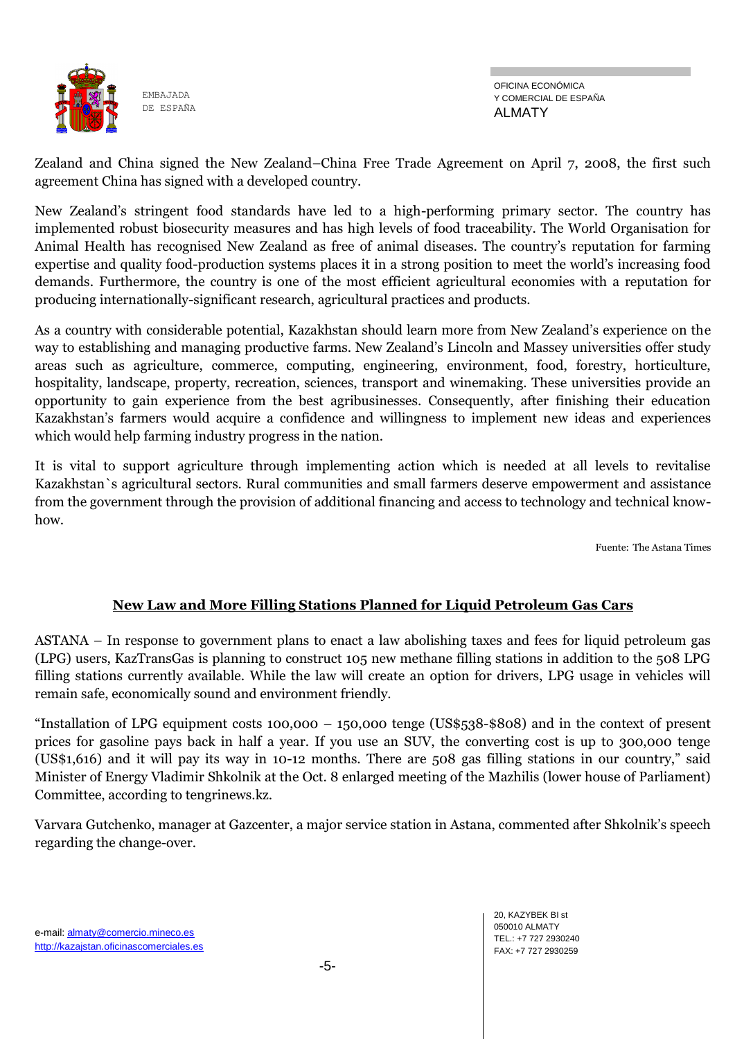Zealand and China signed the New Zealand–China Free Trade Agreement on April 7, 2008, the first such agreement China has signed with a developed country.

New Zealand's stringent food standards have led to a high-performing primary sector. The country has implemented robust biosecurity measures and has high levels of food traceability. The World Organisation for Animal Health has recognised New Zealand as free of animal diseases. The country's reputation for farming expertise and quality food-production systems places it in a strong position to meet the world's increasing food demands. Furthermore, the country is one of the most efficient agricultural economies with a reputation for producing internationally-significant research, agricultural practices and products.

As a country with considerable potential, Kazakhstan should learn more from New Zealand's experience on the way to establishing and managing productive farms. New Zealand's Lincoln and Massey universities offer study areas such as agriculture, commerce, computing, engineering, environment, food, forestry, horticulture, hospitality, landscape, property, recreation, sciences, transport and winemaking. These universities provide an opportunity to gain experience from the best agribusinesses. Consequently, after finishing their education Kazakhstan's farmers would acquire a confidence and willingness to implement new ideas and experiences which would help farming industry progress in the nation.

It is vital to support agriculture through implementing action which is needed at all levels to revitalise Kazakhstan`s agricultural sectors. Rural communities and small farmers deserve empowerment and assistance from the government through the provision of additional financing and access to technology and technical know-how.

Fuente: The Astana Times

## New Law and More Filling Stations Planned for Liquid Petroleum Gas Cars

ASTANA – In response to government plans to enact a law abolishing taxes and fees for liquid petroleum gas (LPG) users, KazTransGas is planning to construct 105 new methane filling stations in addition to the 508 LPG filling stations currently available. While the law will create an option for drivers, LPG usage in vehicles will remain safe, economically sound and environment friendly.

"Installation of LPG equipment costs 100,000 – 150,000 tenge (US$538-$808) and in the context of present prices for gasoline pays back in half a year. If you use an SUV, the converting cost is up to 300,000 tenge (US$1,616) and it will pay its way in 10-12 months. There are 508 gas filling stations in our country," said Minister of Energy Vladimir Shkolnik at the Oct. 8 enlarged meeting of the Mazhilis (lower house of Parliament) Committee, according to tengrinews.kz.

Varvara Gutchenko, manager at Gazcenter, a major service station in Astana, commented after Shkolnik's speech regarding the change-over.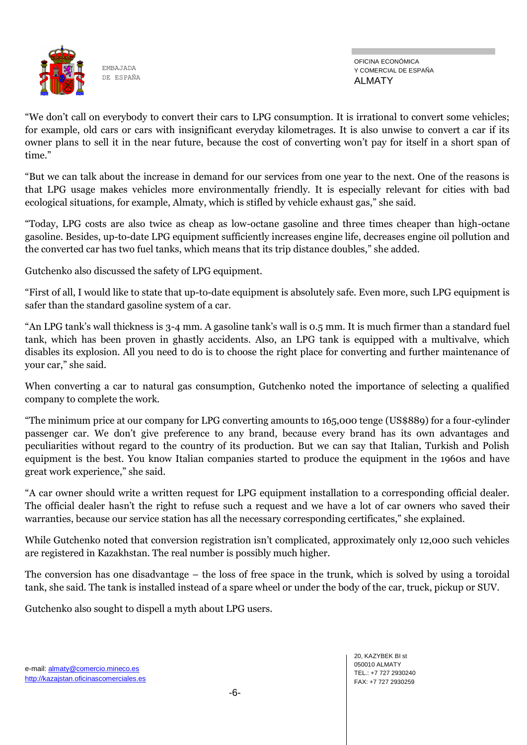"We don't call on everybody to convert their cars to LPG consumption. It is irrational to convert some vehicles; for example, old cars or cars with insignificant everyday kilometrages. It is also unwise to convert a car if its owner plans to sell it in the near future, because the cost of converting won't pay for itself in a short span of time."

"But we can talk about the increase in demand for our services from one year to the next. One of the reasons is that LPG usage makes vehicles more environmentally friendly. It is especially relevant for cities with bad ecological situations, for example, Almaty, which is stifled by vehicle exhaust gas," she said.

"Today, LPG costs are also twice as cheap as low-octane gasoline and three times cheaper than high-octane gasoline. Besides, up-to-date LPG equipment sufficiently increases engine life, decreases engine oil pollution and the converted car has two fuel tanks, which means that its trip distance doubles," she added.

Gutchenko also discussed the safety of LPG equipment.

"First of all, I would like to state that up-to-date equipment is absolutely safe. Even more, such LPG equipment is safer than the standard gasoline system of a car.

"An LPG tank's wall thickness is 3-4 mm. A gasoline tank's wall is 0.5 mm. It is much firmer than a standard fuel tank, which has been proven in ghastly accidents. Also, an LPG tank is equipped with a multivalve, which disables its explosion. All you need to do is to choose the right place for converting and further maintenance of your car," she said.

When converting a car to natural gas consumption, Gutchenko noted the importance of selecting a qualified company to complete the work.

"The minimum price at our company for LPG converting amounts to 165,000 tenge (US$889) for a four-cylinder passenger car. We don't give preference to any brand, because every brand has its own advantages and peculiarities without regard to the country of its production. But we can say that Italian, Turkish and Polish equipment is the best. You know Italian companies started to produce the equipment in the 1960s and have great work experience," she said.

"A car owner should write a written request for LPG equipment installation to a corresponding official dealer. The official dealer hasn't the right to refuse such a request and we have a lot of car owners who saved their warranties, because our service station has all the necessary corresponding certificates," she explained.

While Gutchenko noted that conversion registration isn't complicated, approximately only 12,000 such vehicles are registered in Kazakhstan. The real number is possibly much higher.

The conversion has one disadvantage – the loss of free space in the trunk, which is solved by using a toroidal tank, she said. The tank is installed instead of a spare wheel or under the body of the car, truck, pickup or SUV.

Gutchenko also sought to dispell a myth about LPG users.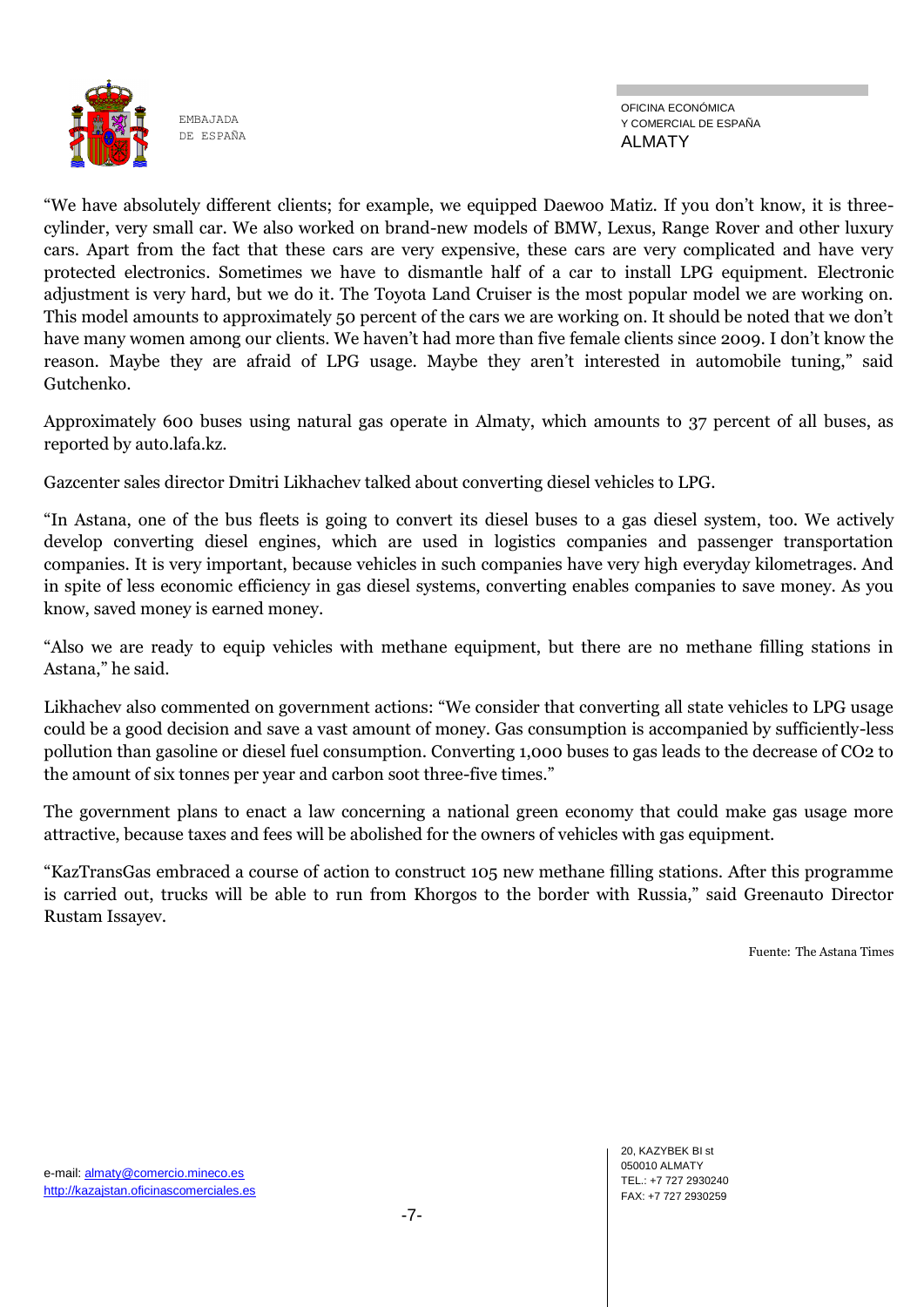"We have absolutely different clients; for example, we equipped Daewoo Matiz. If you don't know, it is three-cylinder, very small car. We also worked on brand-new models of BMW, Lexus, Range Rover and other luxury cars. Apart from the fact that these cars are very expensive, these cars are very complicated and have very protected electronics. Sometimes we have to dismantle half of a car to install LPG equipment. Electronic adjustment is very hard, but we do it. The Toyota Land Cruiser is the most popular model we are working on. This model amounts to approximately 50 percent of the cars we are working on. It should be noted that we don't have many women among our clients. We haven't had more than five female clients since 2009. I don't know the reason. Maybe they are afraid of LPG usage. Maybe they aren't interested in automobile tuning," said Gutchenko.

Approximately 600 buses using natural gas operate in Almaty, which amounts to 37 percent of all buses, as reported by auto.lafa.kz.

Gazcenter sales director Dmitri Likhachev talked about converting diesel vehicles to LPG.

"In Astana, one of the bus fleets is going to convert its diesel buses to a gas diesel system, too. We actively develop converting diesel engines, which are used in logistics companies and passenger transportation companies. It is very important, because vehicles in such companies have very high everyday kilometrages. And in spite of less economic efficiency in gas diesel systems, converting enables companies to save money. As you know, saved money is earned money.

"Also we are ready to equip vehicles with methane equipment, but there are no methane filling stations in Astana," he said.

Likhachev also commented on government actions: "We consider that converting all state vehicles to LPG usage could be a good decision and save a vast amount of money. Gas consumption is accompanied by sufficiently-less pollution than gasoline or diesel fuel consumption. Converting 1,000 buses to gas leads to the decrease of $CO_2$ to the amount of six tonnes per year and carbon soot three-five times."

The government plans to enact a law concerning a national green economy that could make gas usage more attractive, because taxes and fees will be abolished for the owners of vehicles with gas equipment.

"KazTransGas embraced a course of action to construct 105 new methane filling stations. After this programme is carried out, trucks will be able to run from Khorgos to the border with Russia," said Greenauto Director Rustam Issayev.

Fuente: The Astana Times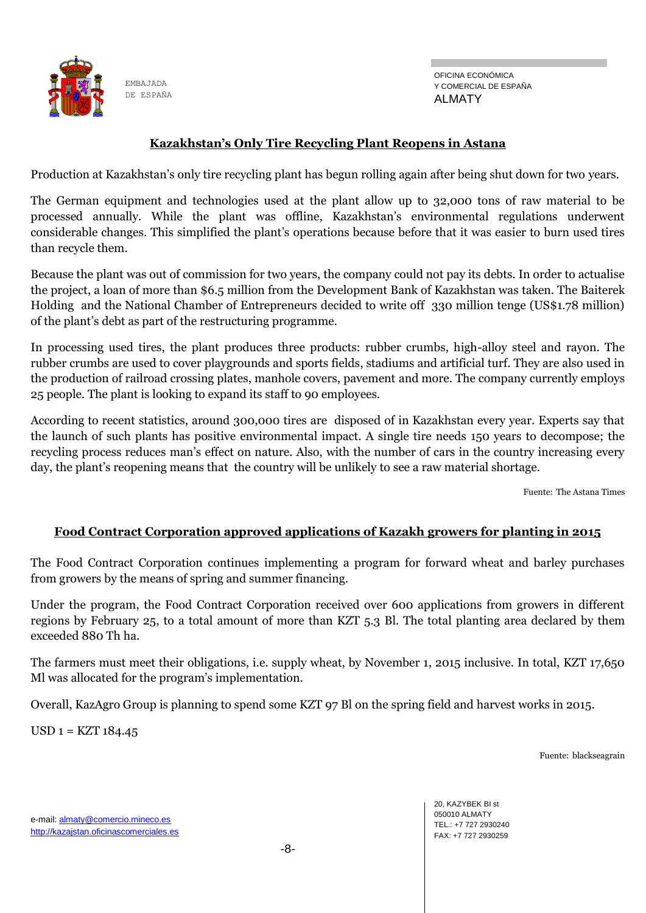## Kazakhstan's Only Tire Recycling Plant Reopens in Astana

Production at Kazakhstan's only tire recycling plant has begun rolling again after being shut down for two years.

The German equipment and technologies used at the plant allow up to 32,000 tons of raw material to be processed annually. While the plant was offline, Kazakhstan's environmental regulations underwent considerable changes. This simplified the plant's operations because before that it was easier to burn used tires than recycle them.

Because the plant was out of commission for two years, the company could not pay its debts. In order to actualise the project, a loan of more than $6.5 million from the Development Bank of Kazakhstan was taken. The Baiterek Holding and the National Chamber of Entrepreneurs decided to write off 330 million tenge (US$1.78 million) of the plant's debt as part of the restructuring programme.

In processing used tires, the plant produces three products: rubber crumbs, high-alloy steel and rayon. The rubber crumbs are used to cover playgrounds and sports fields, stadiums and artificial turf. They are also used in the production of railroad crossing plates, manhole covers, pavement and more. The company currently employs 25 people. The plant is looking to expand its staff to 90 employees.

According to recent statistics, around 300,000 tires are disposed of in Kazakhstan every year. Experts say that the launch of such plants has positive environmental impact. A single tire needs 150 years to decompose; the recycling process reduces man's effect on nature. Also, with the number of cars in the country increasing every day, the plant's reopening means that the country will be unlikely to see a raw material shortage.

Fuente: The Astana Times

## Food Contract Corporation approved applications of Kazakh growers for planting in 2015

The Food Contract Corporation continues implementing a program for forward wheat and barley purchases from growers by the means of spring and summer financing.

Under the program, the Food Contract Corporation received over 600 applications from growers in different regions by February 25, to a total amount of more than KZT 5.3 Bl. The total planting area declared by them exceeded 880 Th ha.

The farmers must meet their obligations, i.e. supply wheat, by November 1, 2015 inclusive. In total, KZT 17,650 Ml was allocated for the program's implementation.

Overall, KazAgro Group is planning to spend some KZT 97 Bl on the spring field and harvest works in 2015.

USD 1 = KZT 184.45

Fuente: blackseagrain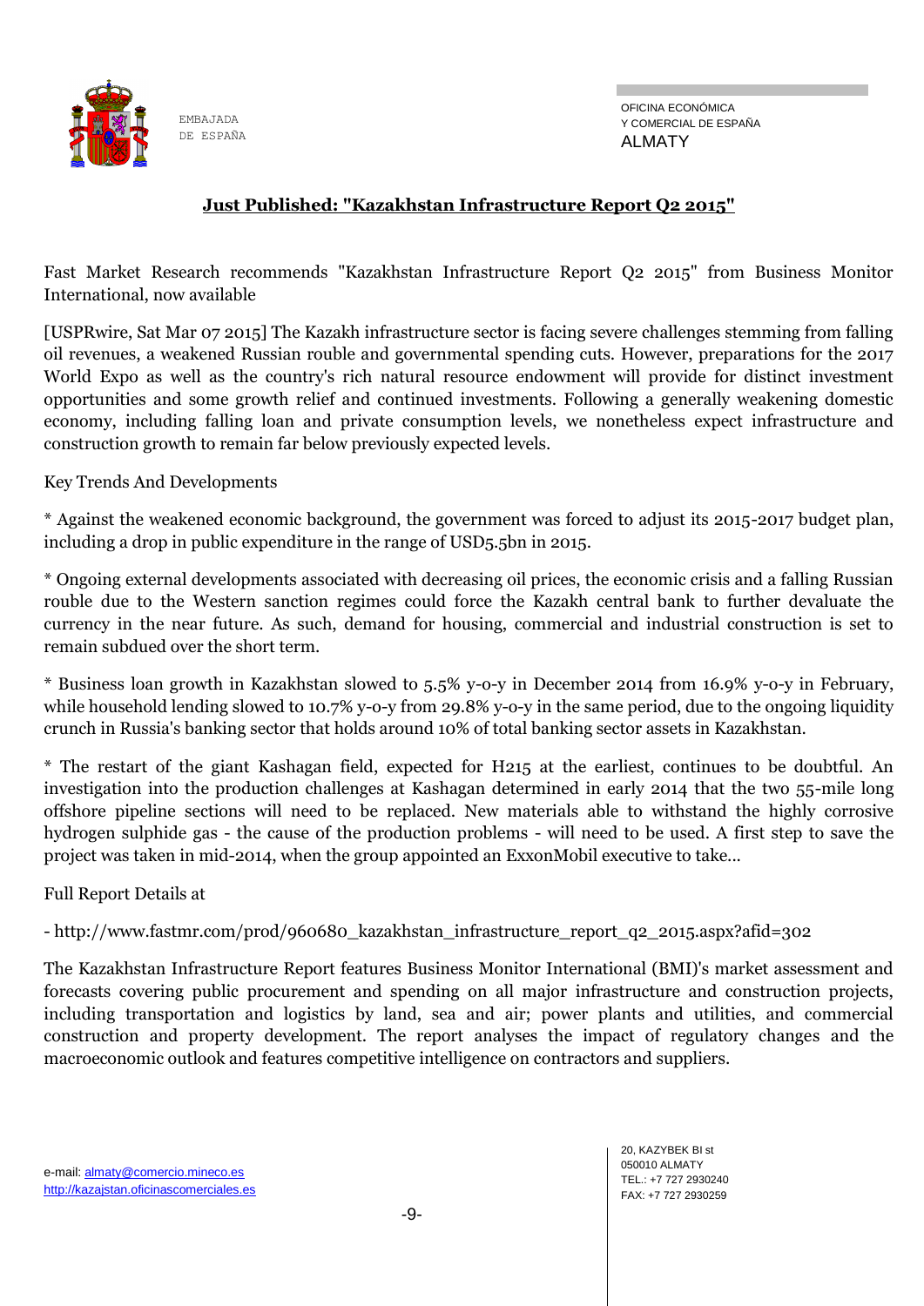## Just Published: "Kazakhstan Infrastructure Report Q2 2015"

Fast Market Research recommends "Kazakhstan Infrastructure Report Q2 2015" from Business Monitor International, now available

[USPRwire, Sat Mar 07 2015] The Kazakh infrastructure sector is facing severe challenges stemming from falling oil revenues, a weakened Russian rouble and governmental spending cuts. However, preparations for the 2017 World Expo as well as the country's rich natural resource endowment will provide for distinct investment opportunities and some growth relief and continued investments. Following a generally weakening domestic economy, including falling loan and private consumption levels, we nonetheless expect infrastructure and construction growth to remain far below previously expected levels.

Key Trends And Developments

* Against the weakened economic background, the government was forced to adjust its 2015-2017 budget plan, including a drop in public expenditure in the range of USD5.5bn in 2015.

* Ongoing external developments associated with decreasing oil prices, the economic crisis and a falling Russian rouble due to the Western sanction regimes could force the Kazakh central bank to further devaluate the currency in the near future. As such, demand for housing, commercial and industrial construction is set to remain subdued over the short term.

* Business loan growth in Kazakhstan slowed to 5.5% y-o-y in December 2014 from 16.9% y-o-y in February, while household lending slowed to 10.7% y-o-y from 29.8% y-o-y in the same period, due to the ongoing liquidity crunch in Russia's banking sector that holds around 10% of total banking sector assets in Kazakhstan.

* The restart of the giant Kashagan field, expected for H215 at the earliest, continues to be doubtful. An investigation into the production challenges at Kashagan determined in early 2014 that the two 55-mile long offshore pipeline sections will need to be replaced. New materials able to withstand the highly corrosive hydrogen sulphide gas - the cause of the production problems - will need to be used. A first step to save the project was taken in mid-2014, when the group appointed an ExxonMobil executive to take...

Full Report Details at

- http://www.fastmr.com/prod/960680_kazakhstan_infrastructure_report_q2_2015.aspx?afid=302

The Kazakhstan Infrastructure Report features Business Monitor International (BMI)'s market assessment and forecasts covering public procurement and spending on all major infrastructure and construction projects, including transportation and logistics by land, sea and air; power plants and utilities, and commercial construction and property development. The report analyses the impact of regulatory changes and the macroeconomic outlook and features competitive intelligence on contractors and suppliers.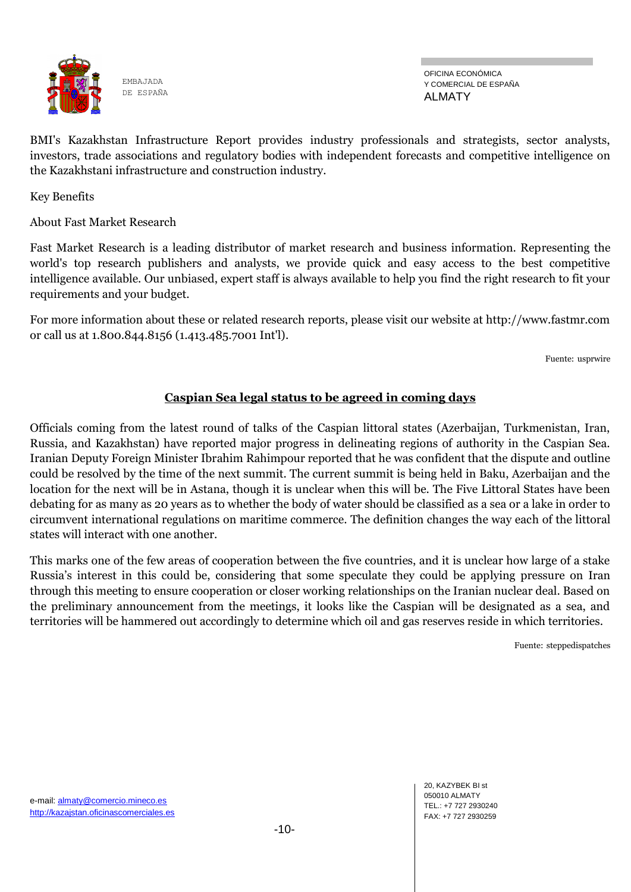BMI's Kazakhstan Infrastructure Report provides industry professionals and strategists, sector analysts, investors, trade associations and regulatory bodies with independent forecasts and competitive intelligence on the Kazakhstani infrastructure and construction industry.

Key Benefits

About Fast Market Research

Fast Market Research is a leading distributor of market research and business information. Representing the world's top research publishers and analysts, we provide quick and easy access to the best competitive intelligence available. Our unbiased, expert staff is always available to help you find the right research to fit your requirements and your budget.

For more information about these or related research reports, please visit our website at http://www.fastmr.com or call us at 1.800.844.8156 (1.413.485.7001 Int'l).

Fuente: usprwire

## Caspian Sea legal status to be agreed in coming days

Officials coming from the latest round of talks of the Caspian littoral states (Azerbaijan, Turkmenistan, Iran, Russia, and Kazakhstan) have reported major progress in delineating regions of authority in the Caspian Sea. Iranian Deputy Foreign Minister Ibrahim Rahimpour reported that he was confident that the dispute and outline could be resolved by the time of the next summit. The current summit is being held in Baku, Azerbaijan and the location for the next will be in Astana, though it is unclear when this will be. The Five Littoral States have been debating for as many as 20 years as to whether the body of water should be classified as a sea or a lake in order to circumvent international regulations on maritime commerce. The definition changes the way each of the littoral states will interact with one another.

This marks one of the few areas of cooperation between the five countries, and it is unclear how large of a stake Russia's interest in this could be, considering that some speculate they could be applying pressure on Iran through this meeting to ensure cooperation or closer working relationships on the Iranian nuclear deal. Based on the preliminary announcement from the meetings, it looks like the Caspian will be designated as a sea, and territories will be hammered out accordingly to determine which oil and gas reserves reside in which territories.

Fuente: steppedispatches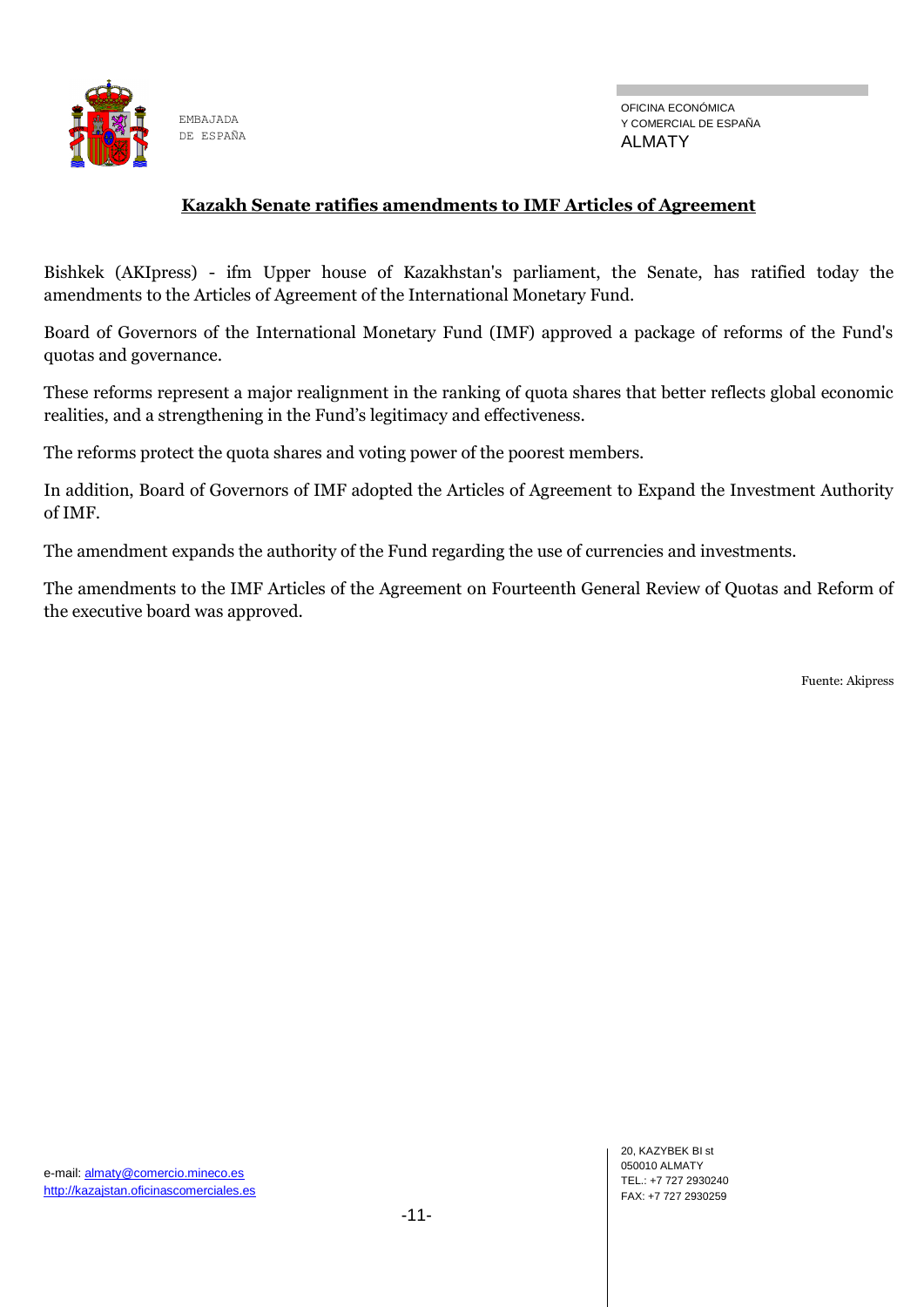## Kazakh Senate ratifies amendments to IMF Articles of Agreement

Bishkek (AKIpress) - ifm Upper house of Kazakhstan's parliament, the Senate, has ratified today the amendments to the Articles of Agreement of the International Monetary Fund.

Board of Governors of the International Monetary Fund (IMF) approved a package of reforms of the Fund's quotas and governance.

These reforms represent a major realignment in the ranking of quota shares that better reflects global economic realities, and a strengthening in the Fund's legitimacy and effectiveness.

The reforms protect the quota shares and voting power of the poorest members.

In addition, Board of Governors of IMF adopted the Articles of Agreement to Expand the Investment Authority of IMF.

The amendment expands the authority of the Fund regarding the use of currencies and investments.

The amendments to the IMF Articles of the Agreement on Fourteenth General Review of Quotas and Reform of the executive board was approved.

Fuente: Akipress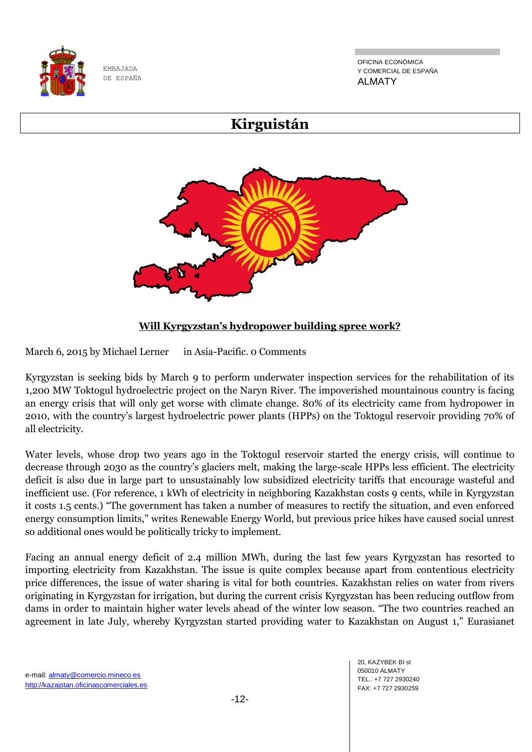# Kirguistán

**Will Kyrgyzstan's hydropower building spree work?**

March 6, 2015 by Michael Lerner in Asia-Pacific. 0 Comments

Kyrgyzstan is seeking bids by March 9 to perform underwater inspection services for the rehabilitation of its 1,200 MW Toktogul hydroelectric project on the Naryn River. The impoverished mountainous country is facing an energy crisis that will only get worse with climate change. 80% of its electricity came from hydropower in 2010, with the country's largest hydroelectric power plants (HPPs) on the Toktogul reservoir providing 70% of all electricity.

Water levels, whose drop two years ago in the Toktogul reservoir started the energy crisis, will continue to decrease through 2030 as the country's glaciers melt, making the large-scale HPPs less efficient. The electricity deficit is also due in large part to unsustainably low subsidized electricity tariffs that encourage wasteful and inefficient use. (For reference, 1 kWh of electricity in neighboring Kazakhstan costs 9 cents, while in Kyrgyzstan it costs 1.5 cents.) "The government has taken a number of measures to rectify the situation, and even enforced energy consumption limits," writes Renewable Energy World, but previous price hikes have caused social unrest so additional ones would be politically tricky to implement.

Facing an annual energy deficit of 2.4 million MWh, during the last few years Kyrgyzstan has resorted to importing electricity from Kazakhstan. The issue is quite complex because apart from contentious electricity price differences, the issue of water sharing is vital for both countries. Kazakhstan relies on water from rivers originating in Kyrgyzstan for irrigation, but during the current crisis Kyrgyzstan has been reducing outflow from dams in order to maintain higher water levels ahead of the winter low season. "The two countries reached an agreement in late July, whereby Kyrgyzstan started providing water to Kazakhstan on August 1," Eurasianet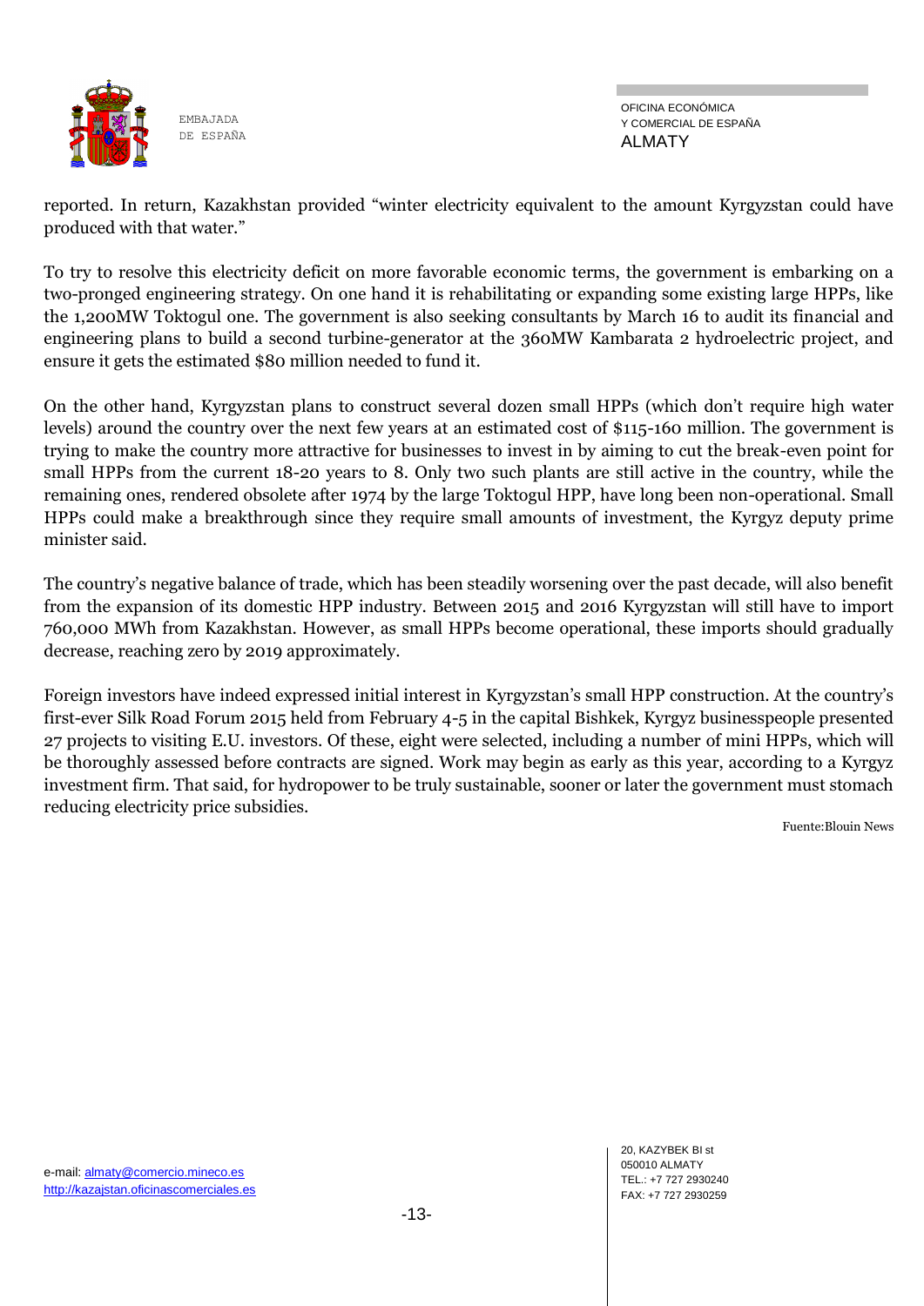reported. In return, Kazakhstan provided "winter electricity equivalent to the amount Kyrgyzstan could have produced with that water."

To try to resolve this electricity deficit on more favorable economic terms, the government is embarking on a two-pronged engineering strategy. On one hand it is rehabilitating or expanding some existing large HPPs, like the 1,200MW Toktogul one. The government is also seeking consultants by March 16 to audit its financial and engineering plans to build a second turbine-generator at the 360MW Kambarata 2 hydroelectric project, and ensure it gets the estimated $80 million needed to fund it.

On the other hand, Kyrgyzstan plans to construct several dozen small HPPs (which don't require high water levels) around the country over the next few years at an estimated cost of $115-160 million. The government is trying to make the country more attractive for businesses to invest in by aiming to cut the break-even point for small HPPs from the current 18-20 years to 8. Only two such plants are still active in the country, while the remaining ones, rendered obsolete after 1974 by the large Toktogul HPP, have long been non-operational. Small HPPs could make a breakthrough since they require small amounts of investment, the Kyrgyz deputy prime minister said.

The country's negative balance of trade, which has been steadily worsening over the past decade, will also benefit from the expansion of its domestic HPP industry. Between 2015 and 2016 Kyrgyzstan will still have to import 760,000 MWh from Kazakhstan. However, as small HPPs become operational, these imports should gradually decrease, reaching zero by 2019 approximately.

Foreign investors have indeed expressed initial interest in Kyrgyzstan's small HPP construction. At the country's first-ever Silk Road Forum 2015 held from February 4-5 in the capital Bishkek, Kyrgyz businesspeople presented 27 projects to visiting E.U. investors. Of these, eight were selected, including a number of mini HPPs, which will be thoroughly assessed before contracts are signed. Work may begin as early as this year, according to a Kyrgyz investment firm. That said, for hydropower to be truly sustainable, sooner or later the government must stomach reducing electricity price subsidies.

Fuente:Blouin News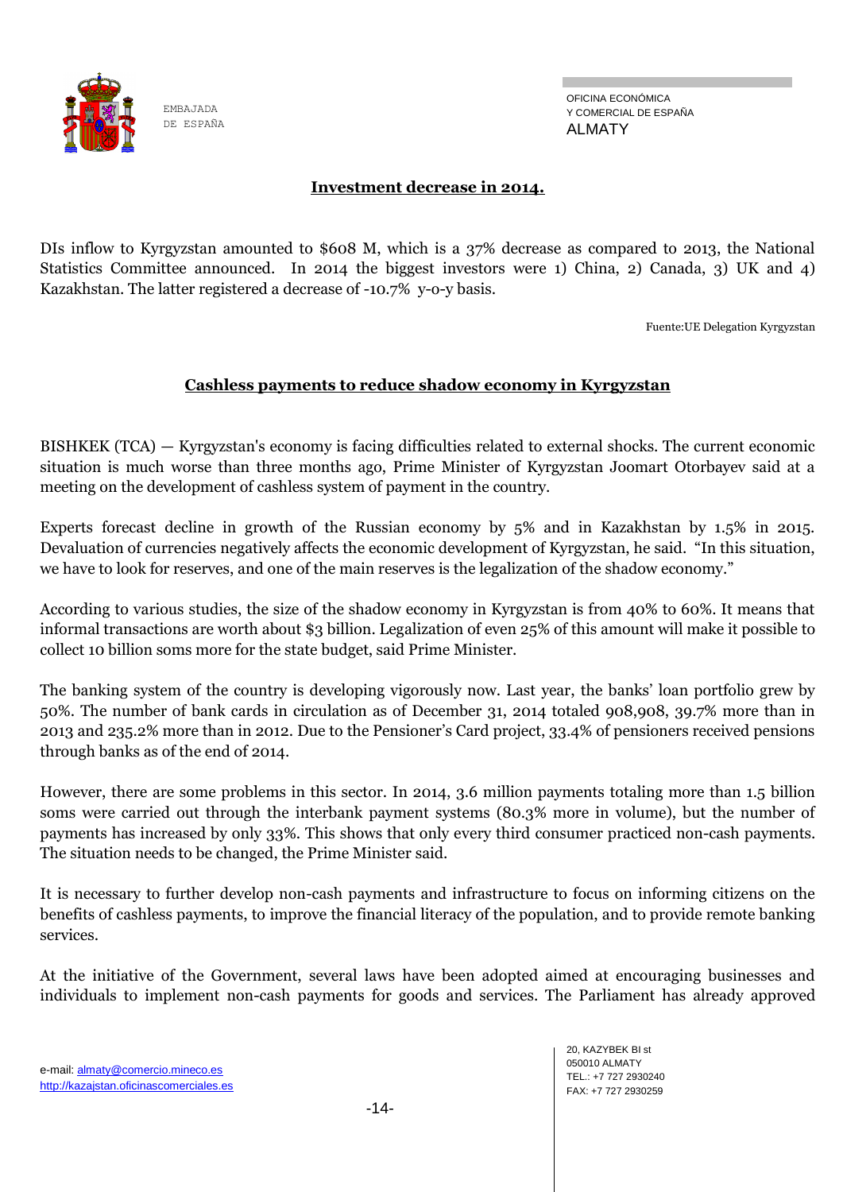## Investment decrease in 2014.

DIs inflow to Kyrgyzstan amounted to $608 M, which is a 37% decrease as compared to 2013, the National Statistics Committee announced. In 2014 the biggest investors were 1) China, 2) Canada, 3) UK and 4) Kazakhstan. The latter registered a decrease of -10.7% y-o-y basis.

Fuente:UE Delegation Kyrgyzstan

## Cashless payments to reduce shadow economy in Kyrgyzstan

BISHKEK (TCA) — Kyrgyzstan's economy is facing difficulties related to external shocks. The current economic situation is much worse than three months ago, Prime Minister of Kyrgyzstan Joomart Otorbayev said at a meeting on the development of cashless system of payment in the country.

Experts forecast decline in growth of the Russian economy by 5% and in Kazakhstan by 1.5% in 2015. Devaluation of currencies negatively affects the economic development of Kyrgyzstan, he said. "In this situation, we have to look for reserves, and one of the main reserves is the legalization of the shadow economy."

According to various studies, the size of the shadow economy in Kyrgyzstan is from 40% to 60%. It means that informal transactions are worth about $3 billion. Legalization of even 25% of this amount will make it possible to collect 10 billion soms more for the state budget, said Prime Minister.

The banking system of the country is developing vigorously now. Last year, the banks' loan portfolio grew by 50%. The number of bank cards in circulation as of December 31, 2014 totaled 908,908, 39.7% more than in 2013 and 235.2% more than in 2012. Due to the Pensioner's Card project, 33.4% of pensioners received pensions through banks as of the end of 2014.

However, there are some problems in this sector. In 2014, 3.6 million payments totaling more than 1.5 billion soms were carried out through the interbank payment systems (80.3% more in volume), but the number of payments has increased by only 33%. This shows that only every third consumer practiced non-cash payments. The situation needs to be changed, the Prime Minister said.

It is necessary to further develop non-cash payments and infrastructure to focus on informing citizens on the benefits of cashless payments, to improve the financial literacy of the population, and to provide remote banking services.

At the initiative of the Government, several laws have been adopted aimed at encouraging businesses and individuals to implement non-cash payments for goods and services. The Parliament has already approved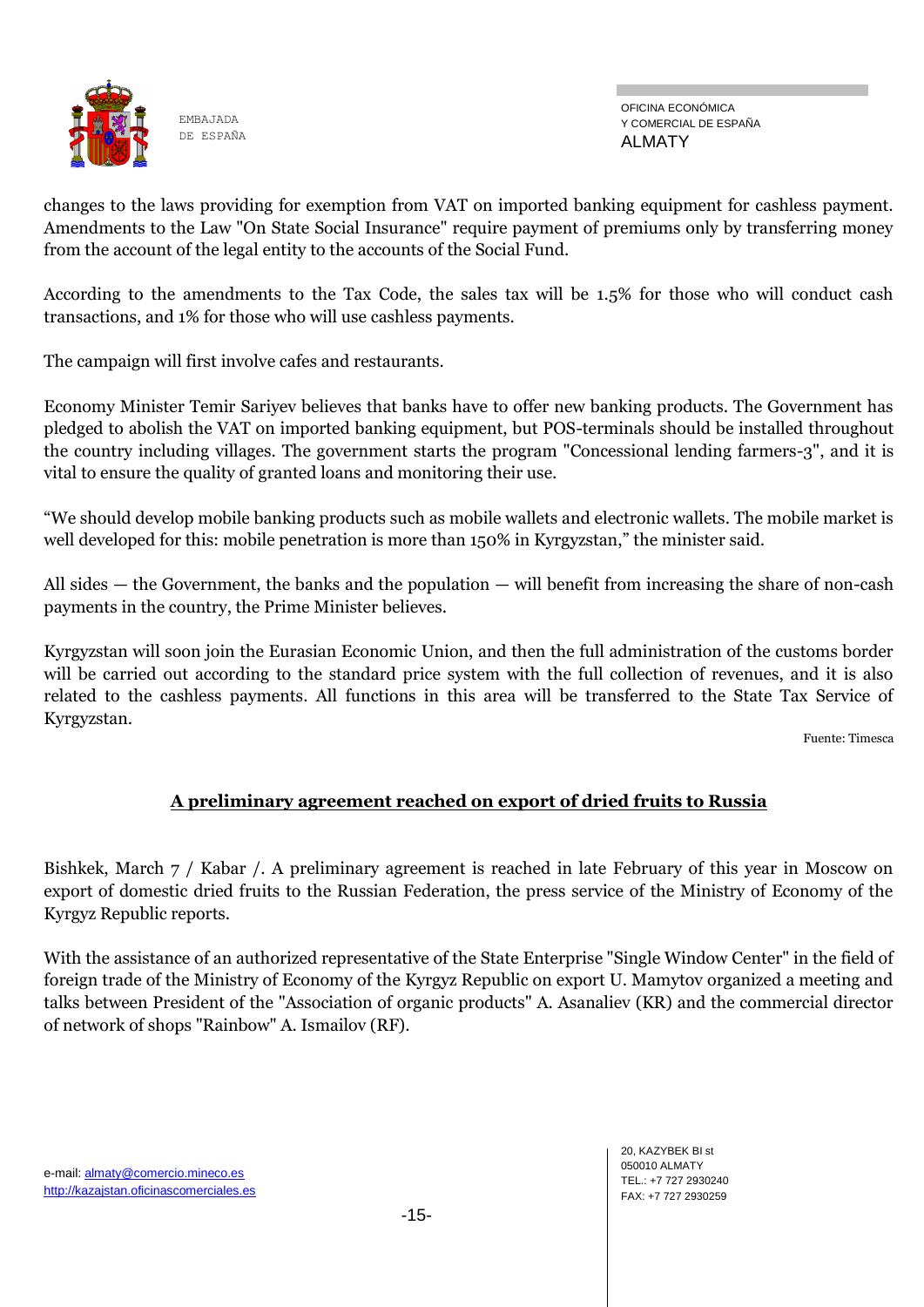changes to the laws providing for exemption from VAT on imported banking equipment for cashless payment. Amendments to the Law "On State Social Insurance" require payment of premiums only by transferring money from the account of the legal entity to the accounts of the Social Fund.

According to the amendments to the Tax Code, the sales tax will be 1.5% for those who will conduct cash transactions, and 1% for those who will use cashless payments.

The campaign will first involve cafes and restaurants.

Economy Minister Temir Sariyev believes that banks have to offer new banking products. The Government has pledged to abolish the VAT on imported banking equipment, but POS-terminals should be installed throughout the country including villages. The government starts the program "Concessional lending farmers-3", and it is vital to ensure the quality of granted loans and monitoring their use.

“We should develop mobile banking products such as mobile wallets and electronic wallets. The mobile market is well developed for this: mobile penetration is more than 150% in Kyrgyzstan,” the minister said.

All sides — the Government, the banks and the population — will benefit from increasing the share of non-cash payments in the country, the Prime Minister believes.

Kyrgyzstan will soon join the Eurasian Economic Union, and then the full administration of the customs border will be carried out according to the standard price system with the full collection of revenues, and it is also related to the cashless payments. All functions in this area will be transferred to the State Tax Service of Kyrgyzstan.

Fuente: Timesca

## A preliminary agreement reached on export of dried fruits to Russia

Bishkek, March 7 / Kabar /. A preliminary agreement is reached in late February of this year in Moscow on export of domestic dried fruits to the Russian Federation, the press service of the Ministry of Economy of the Kyrgyz Republic reports.

With the assistance of an authorized representative of the State Enterprise "Single Window Center" in the field of foreign trade of the Ministry of Economy of the Kyrgyz Republic on export U. Mamytov organized a meeting and talks between President of the "Association of organic products" A. Asanaliev (KR) and the commercial director of network of shops "Rainbow" A. Ismailov (RF).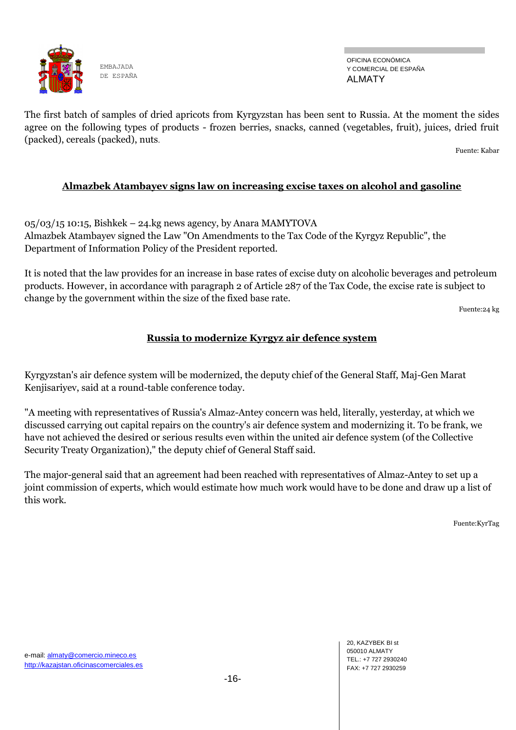The first batch of samples of dried apricots from Kyrgyzstan has been sent to Russia. At the moment the sides agree on the following types of products - frozen berries, snacks, canned (vegetables, fruit), juices, dried fruit (packed), cereals (packed), nuts.

Fuente: Kabar

## Almazbek Atambayev signs law on increasing excise taxes on alcohol and gasoline

05/03/15 10:15, Bishkek – 24.kg news agency, by Anara MAMYTOVA
Almazbek Atambayev signed the Law "On Amendments to the Tax Code of the Kyrgyz Republic", the Department of Information Policy of the President reported.

It is noted that the law provides for an increase in base rates of excise duty on alcoholic beverages and petroleum products. However, in accordance with paragraph 2 of Article 287 of the Tax Code, the excise rate is subject to change by the government within the size of the fixed base rate.

Fuente:24 kg

## Russia to modernize Kyrgyz air defence system

Kyrgyzstan's air defence system will be modernized, the deputy chief of the General Staff, Maj-Gen Marat Kenjisariyev, said at a round-table conference today.

"A meeting with representatives of Russia's Almaz-Antey concern was held, literally, yesterday, at which we discussed carrying out capital repairs on the country's air defence system and modernizing it. To be frank, we have not achieved the desired or serious results even within the united air defence system (of the Collective Security Treaty Organization)," the deputy chief of General Staff said.

The major-general said that an agreement had been reached with representatives of Almaz-Antey to set up a joint commission of experts, which would estimate how much work would have to be done and draw up a list of this work.

Fuente:KyrTag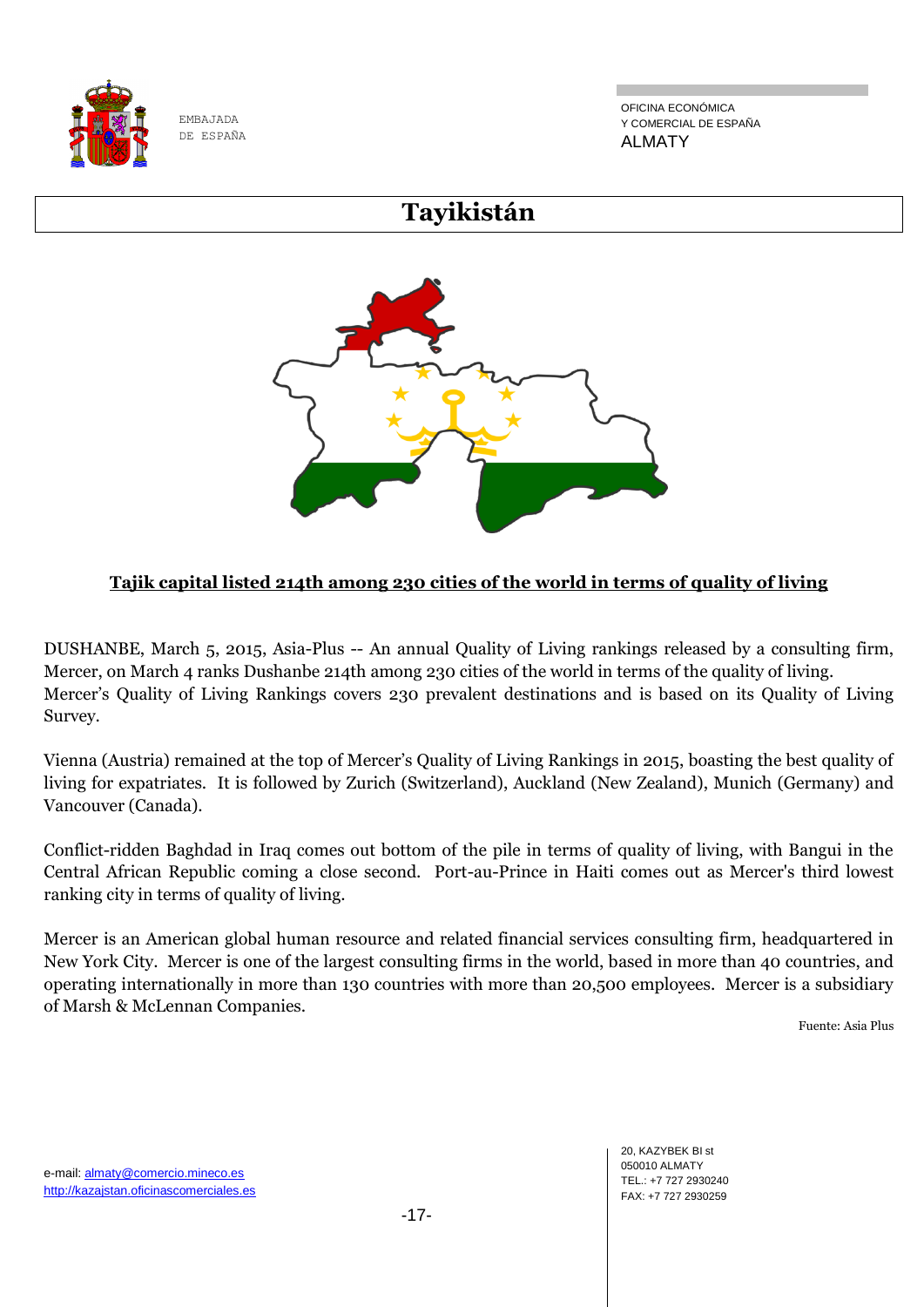# Tayikistán

**Tajik capital listed 214th among 230 cities of the world in terms of quality of living**

DUSHANBE, March 5, 2015, Asia-Plus -- An annual Quality of Living rankings released by a consulting firm, Mercer, on March 4 ranks Dushanbe 214th among 230 cities of the world in terms of the quality of living. Mercer's Quality of Living Rankings covers 230 prevalent destinations and is based on its Quality of Living Survey.

Vienna (Austria) remained at the top of Mercer's Quality of Living Rankings in 2015, boasting the best quality of living for expatriates. It is followed by Zurich (Switzerland), Auckland (New Zealand), Munich (Germany) and Vancouver (Canada).

Conflict-ridden Baghdad in Iraq comes out bottom of the pile in terms of quality of living, with Bangui in the Central African Republic coming a close second. Port-au-Prince in Haiti comes out as Mercer's third lowest ranking city in terms of quality of living.

Mercer is an American global human resource and related financial services consulting firm, headquartered in New York City. Mercer is one of the largest consulting firms in the world, based in more than 40 countries, and operating internationally in more than 130 countries with more than 20,500 employees. Mercer is a subsidiary of Marsh & McLennan Companies.

Fuente: Asia Plus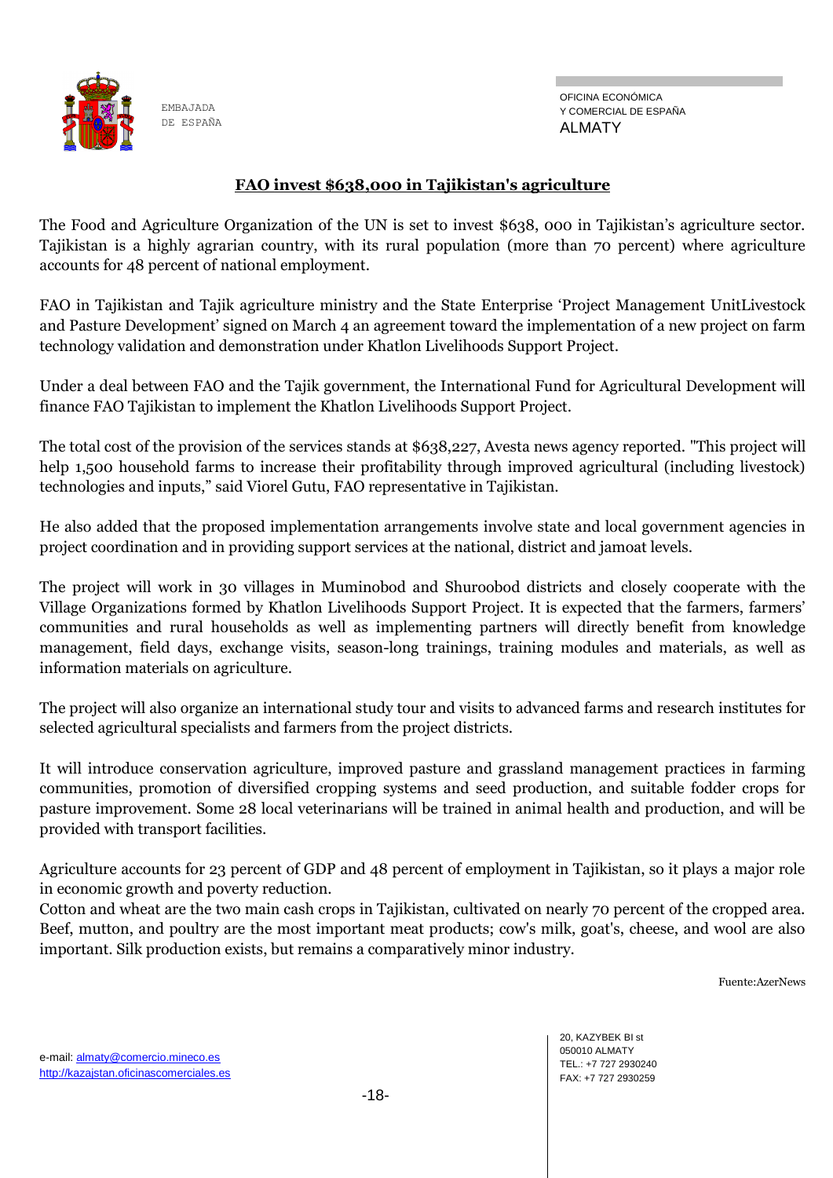# FAO invest $638,000 in Tajikistan's agriculture

The Food and Agriculture Organization of the UN is set to invest $638, 000 in Tajikistan's agriculture sector. Tajikistan is a highly agrarian country, with its rural population (more than 70 percent) where agriculture accounts for 48 percent of national employment.

FAO in Tajikistan and Tajik agriculture ministry and the State Enterprise 'Project Management UnitLivestock and Pasture Development' signed on March 4 an agreement toward the implementation of a new project on farm technology validation and demonstration under Khatlon Livelihoods Support Project.

Under a deal between FAO and the Tajik government, the International Fund for Agricultural Development will finance FAO Tajikistan to implement the Khatlon Livelihoods Support Project.

The total cost of the provision of the services stands at $638,227, Avesta news agency reported. "This project will help 1,500 household farms to increase their profitability through improved agricultural (including livestock) technologies and inputs," said Viorel Gutu, FAO representative in Tajikistan.

He also added that the proposed implementation arrangements involve state and local government agencies in project coordination and in providing support services at the national, district and jamoat levels.

The project will work in 30 villages in Muminobod and Shuroobod districts and closely cooperate with the Village Organizations formed by Khatlon Livelihoods Support Project. It is expected that the farmers, farmers' communities and rural households as well as implementing partners will directly benefit from knowledge management, field days, exchange visits, season-long trainings, training modules and materials, as well as information materials on agriculture.

The project will also organize an international study tour and visits to advanced farms and research institutes for selected agricultural specialists and farmers from the project districts.

It will introduce conservation agriculture, improved pasture and grassland management practices in farming communities, promotion of diversified cropping systems and seed production, and suitable fodder crops for pasture improvement. Some 28 local veterinarians will be trained in animal health and production, and will be provided with transport facilities.

Agriculture accounts for 23 percent of GDP and 48 percent of employment in Tajikistan, so it plays a major role in economic growth and poverty reduction.
Cotton and wheat are the two main cash crops in Tajikistan, cultivated on nearly 70 percent of the cropped area. Beef, mutton, and poultry are the most important meat products; cow's milk, goat's, cheese, and wool are also important. Silk production exists, but remains a comparatively minor industry.

Fuente:AzerNews